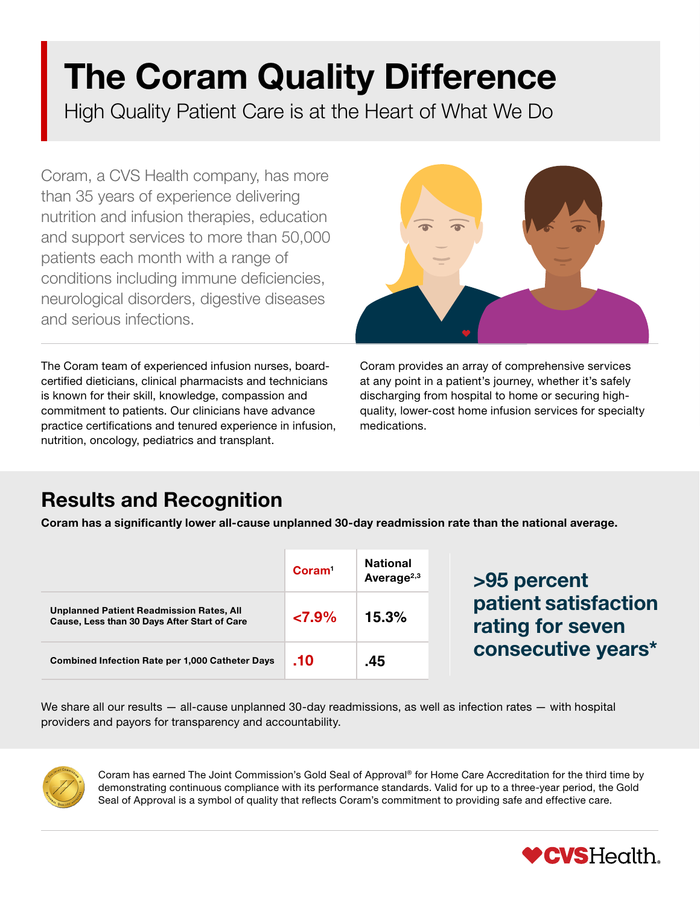# The Coram Quality Difference

High Quality Patient Care is at the Heart of What We Do

Coram, a CVS Health company, has more than 35 years of experience delivering nutrition and infusion therapies, education and support services to more than 50,000 patients each month with a range of conditions including immune deficiencies, neurological disorders, digestive diseases and serious infections.

The Coram team of experienced infusion nurses, board-certified dieticians, clinical pharmacists and technicians is known for their skill, knowledge, compassion and commitment to patients. Our clinicians have advance practice certifications and tenured experience in infusion, nutrition, oncology, pediatrics and transplant.

Coram provides an array of comprehensive services at any point in a patient's journey, whether it's safely discharging from hospital to home or securing high-quality, lower-cost home infusion services for specialty medications.

## Results and Recognition

**Coram has a significantly lower all-cause unplanned 30-day readmission rate than the national average.**

| | Coram[1] | National Average[2,3] |
|---|---|---|
| **Unplanned Patient Readmission Rates, All Cause, Less than 30 Days After Start of Care** | <7.9% | 15.3% |
| **Combined Infection Rate per 1,000 Catheter Days** | .10 | .45 |

**>95 percent patient satisfaction rating for seven consecutive years***

We share all our results — all-cause unplanned 30-day readmissions, as well as infection rates — with hospital providers and payors for transparency and accountability.

Coram has earned The Joint Commission's Gold Seal of Approval® for Home Care Accreditation for the third time by demonstrating continuous compliance with its performance standards. Valid for up to a three-year period, the Gold Seal of Approval is a symbol of quality that reflects Coram's commitment to providing safe and effective care.

CVSHealth.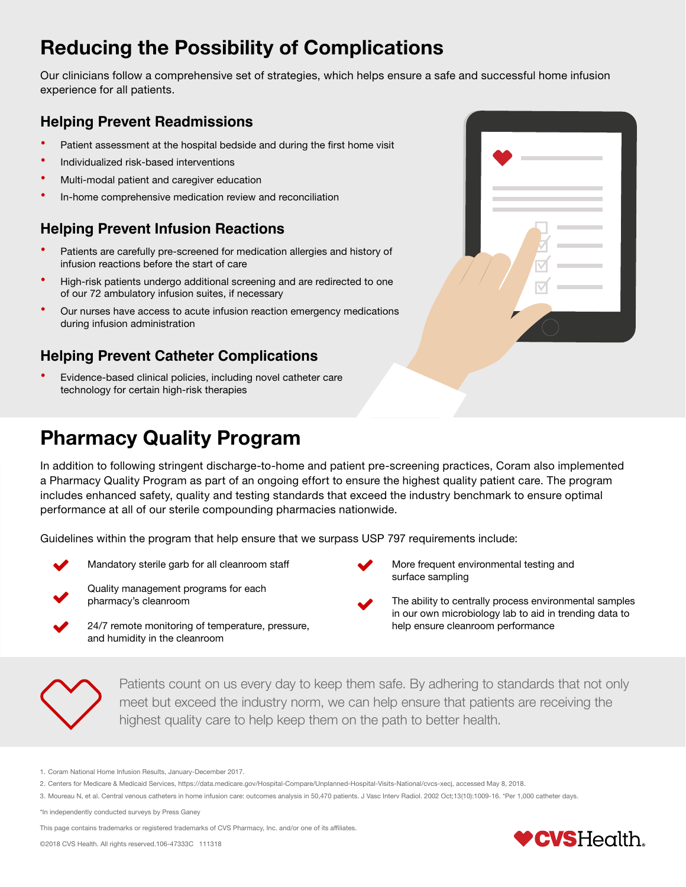# Reducing the Possibility of Complications

Our clinicians follow a comprehensive set of strategies, which helps ensure a safe and successful home infusion experience for all patients.

## Helping Prevent Readmissions

- Patient assessment at the hospital bedside and during the first home visit
- Individualized risk-based interventions
- Multi-modal patient and caregiver education
- In-home comprehensive medication review and reconciliation

## Helping Prevent Infusion Reactions

- Patients are carefully pre-screened for medication allergies and history of infusion reactions before the start of care
- High-risk patients undergo additional screening and are redirected to one of our 72 ambulatory infusion suites, if necessary
- Our nurses have access to acute infusion reaction emergency medications during infusion administration

## Helping Prevent Catheter Complications

- Evidence-based clinical policies, including novel catheter care technology for certain high-risk therapies

# Pharmacy Quality Program

In addition to following stringent discharge-to-home and patient pre-screening practices, Coram also implemented a Pharmacy Quality Program as part of an ongoing effort to ensure the highest quality patient care. The program includes enhanced safety, quality and testing standards that exceed the industry benchmark to ensure optimal performance at all of our sterile compounding pharmacies nationwide.

Guidelines within the program that help ensure that we surpass USP 797 requirements include:

- Mandatory sterile garb for all cleanroom staff
- Quality management programs for each pharmacy's cleanroom
- 24/7 remote monitoring of temperature, pressure, and humidity in the cleanroom
- More frequent environmental testing and surface sampling
- The ability to centrally process environmental samples in our own microbiology lab to aid in trending data to help ensure cleanroom performance

Patients count on us every day to keep them safe. By adhering to standards that not only meet but exceed the industry norm, we can help ensure that patients are receiving the highest quality care to help keep them on the path to better health.

1. Coram National Home Infusion Results, January-December 2017.
2. Centers for Medicare & Medicaid Services, https://data.medicare.gov/Hospital-Compare/Unplanned-Hospital-Visits-National/cvcs-xecj, accessed May 8, 2018.
3. Moureau N, et al. Central venous catheters in home infusion care: outcomes analysis in 50,470 patients. J Vasc Interv Radiol. 2002 Oct;13(10):1009-16. *Per 1,000 catheter days.

*In independently conducted surveys by Press Ganey

This page contains trademarks or registered trademarks of CVS Pharmacy, Inc. and/or one of its affiliates.

©2018 CVS Health. All rights reserved.106-47333C 111318

CVSHealth.